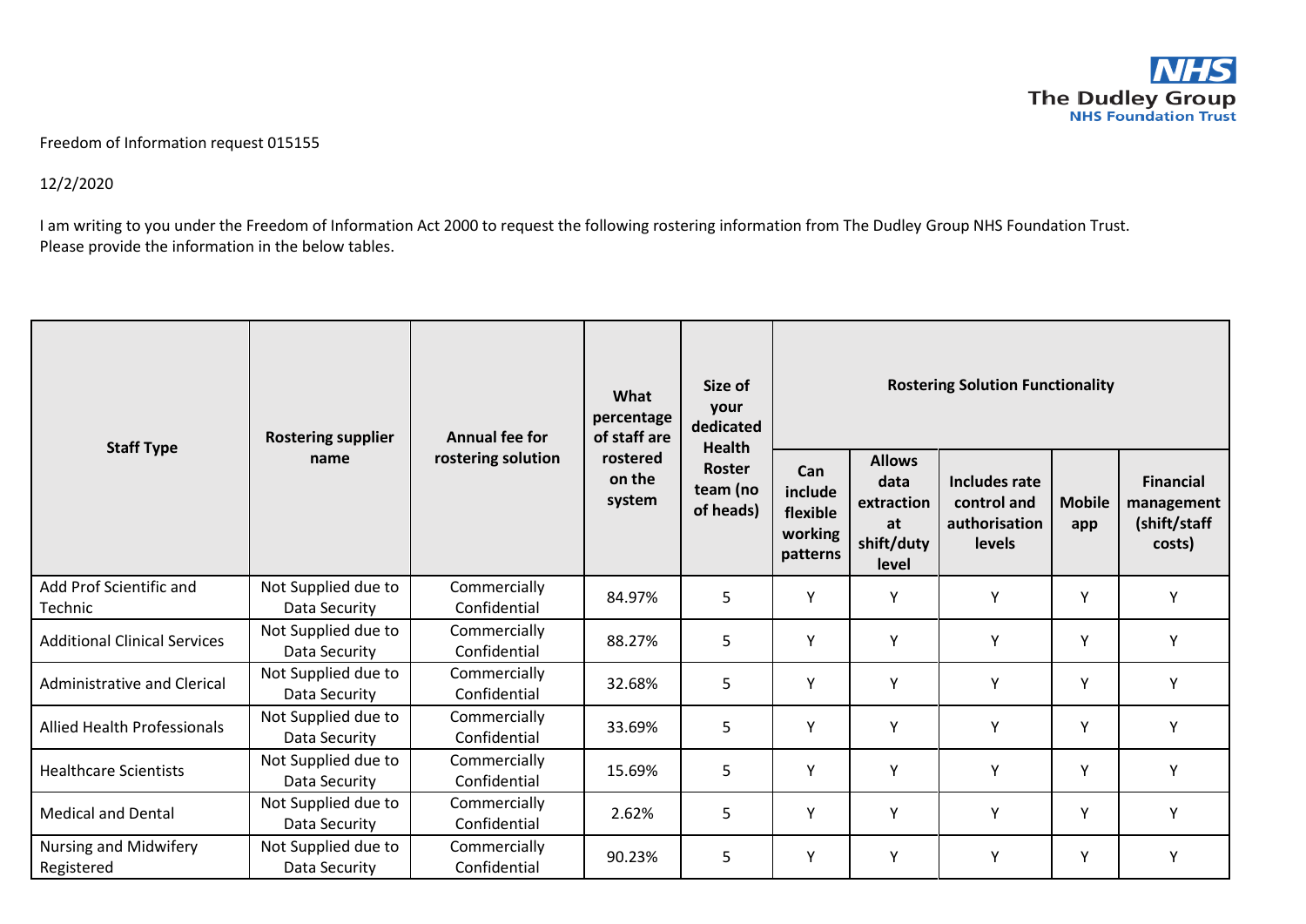Freedom of Information request 015155

12/2/2020

I am writing to you under the Freedom of Information Act 2000 to request the following rostering information from The Dudley Group NHS Foundation Trust. Please provide the information in the below tables.

| Staff Type | Rostering supplier name | Annual fee for rostering solution | What percentage of staff are rostered on the system | Size of your dedicated Health Roster team (no of heads) | Rostering Solution Functionality | | | | |
|---|---|---|---|---|---|---|---|---|---|
| | | | | | Can include flexible working patterns | Allows data extraction at shift/duty level | Includes rate control and authorisation levels | Mobile app | Financial management (shift/staff costs) |
| Add Prof Scientific and Technic | Not Supplied due to Data Security | Commercially Confidential | 84.97% | 5 | Y | Y | Y | Y | Y |
| Additional Clinical Services | Not Supplied due to Data Security | Commercially Confidential | 88.27% | 5 | Y | Y | Y | Y | Y |
| Administrative and Clerical | Not Supplied due to Data Security | Commercially Confidential | 32.68% | 5 | Y | Y | Y | Y | Y |
| Allied Health Professionals | Not Supplied due to Data Security | Commercially Confidential | 33.69% | 5 | Y | Y | Y | Y | Y |
| Healthcare Scientists | Not Supplied due to Data Security | Commercially Confidential | 15.69% | 5 | Y | Y | Y | Y | Y |
| Medical and Dental | Not Supplied due to Data Security | Commercially Confidential | 2.62% | 5 | Y | Y | Y | Y | Y |
| Nursing and Midwifery Registered | Not Supplied due to Data Security | Commercially Confidential | 90.23% | 5 | Y | Y | Y | Y | Y |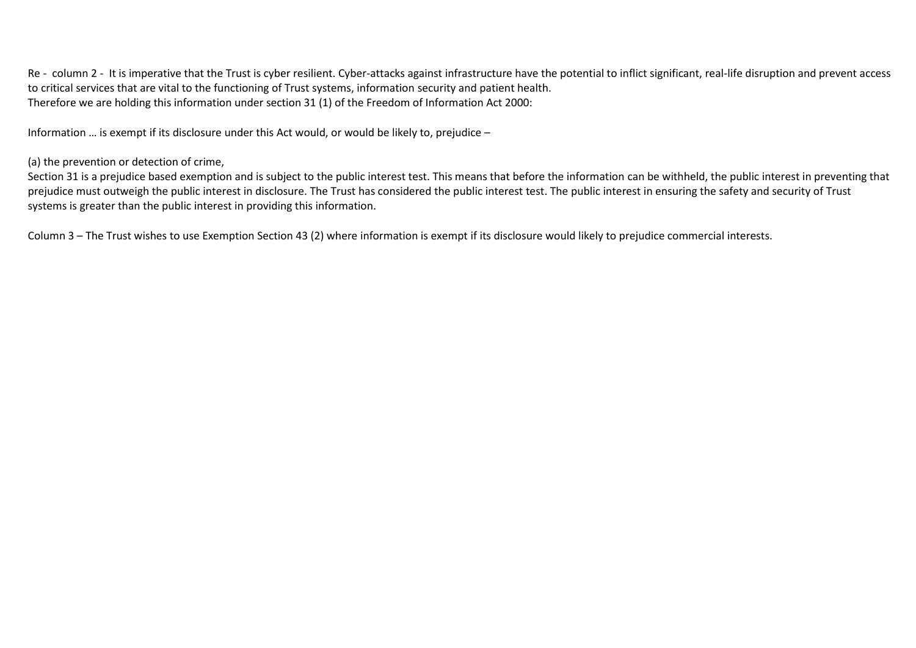Re - column 2 - It is imperative that the Trust is cyber resilient. Cyber-attacks against infrastructure have the potential to inflict significant, real-life disruption and prevent access to critical services that are vital to the functioning of Trust systems, information security and patient health.
Therefore we are holding this information under section 31 (1) of the Freedom of Information Act 2000:

Information … is exempt if its disclosure under this Act would, or would be likely to, prejudice –

(a) the prevention or detection of crime,
Section 31 is a prejudice based exemption and is subject to the public interest test. This means that before the information can be withheld, the public interest in preventing that prejudice must outweigh the public interest in disclosure. The Trust has considered the public interest test. The public interest in ensuring the safety and security of Trust systems is greater than the public interest in providing this information.

Column 3 – The Trust wishes to use Exemption Section 43 (2) where information is exempt if its disclosure would likely to prejudice commercial interests.